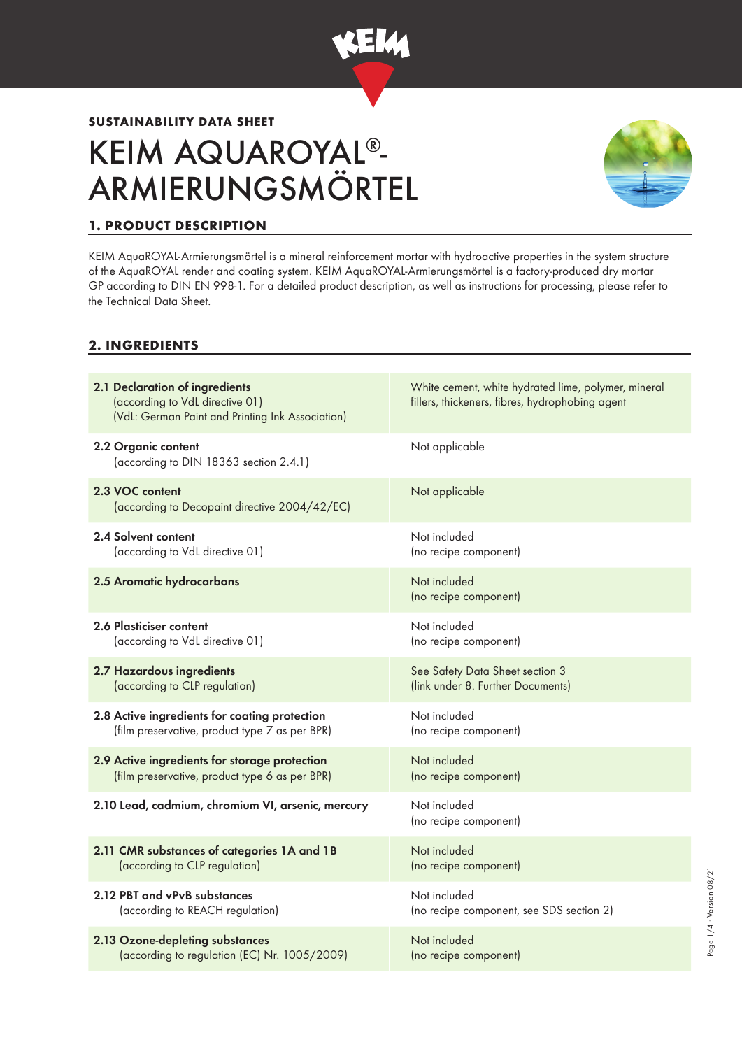**SUSTAINABILITY DATA SHEET**

# KEIM AQUAROYAL®-ARMIERUNGSMÖRTEL

## 1. PRODUCT DESCRIPTION

KEIM AquaROYAL-Armierungsmörtel is a mineral reinforcement mortar with hydroactive properties in the system structure of the AquaROYAL render and coating system. KEIM AquaROYAL-Armierungsmörtel is a factory-produced dry mortar GP according to DIN EN 998-1. For a detailed product description, as well as instructions for processing, please refer to the Technical Data Sheet.

## 2. INGREDIENTS

| | |
|---|---|
| **2.1 Declaration of ingredients** (according to VdL directive 01) (VdL: German Paint and Printing Ink Association) | White cement, white hydrated lime, polymer, mineral fillers, thickeners, fibres, hydrophobing agent |
| **2.2 Organic content** (according to DIN 18363 section 2.4.1) | Not applicable |
| **2.3 VOC content** (according to Decopaint directive 2004/42/EC) | Not applicable |
| **2.4 Solvent content** (according to VdL directive 01) | Not included (no recipe component) |
| **2.5 Aromatic hydrocarbons** | Not included (no recipe component) |
| **2.6 Plasticiser content** (according to VdL directive 01) | Not included (no recipe component) |
| **2.7 Hazardous ingredients** (according to CLP regulation) | See Safety Data Sheet section 3 (link under 8. Further Documents) |
| **2.8 Active ingredients for coating protection** (film preservative, product type 7 as per BPR) | Not included (no recipe component) |
| **2.9 Active ingredients for storage protection** (film preservative, product type 6 as per BPR) | Not included (no recipe component) |
| **2.10 Lead, cadmium, chromium VI, arsenic, mercury** | Not included (no recipe component) |
| **2.11 CMR substances of categories 1A and 1B** (according to CLP regulation) | Not included (no recipe component) |
| **2.12 PBT and vPvB substances** (according to REACH regulation) | Not included (no recipe component, see SDS section 2) |
| **2.13 Ozone-depleting substances** (according to regulation (EC) Nr. 1005/2009) | Not included (no recipe component) |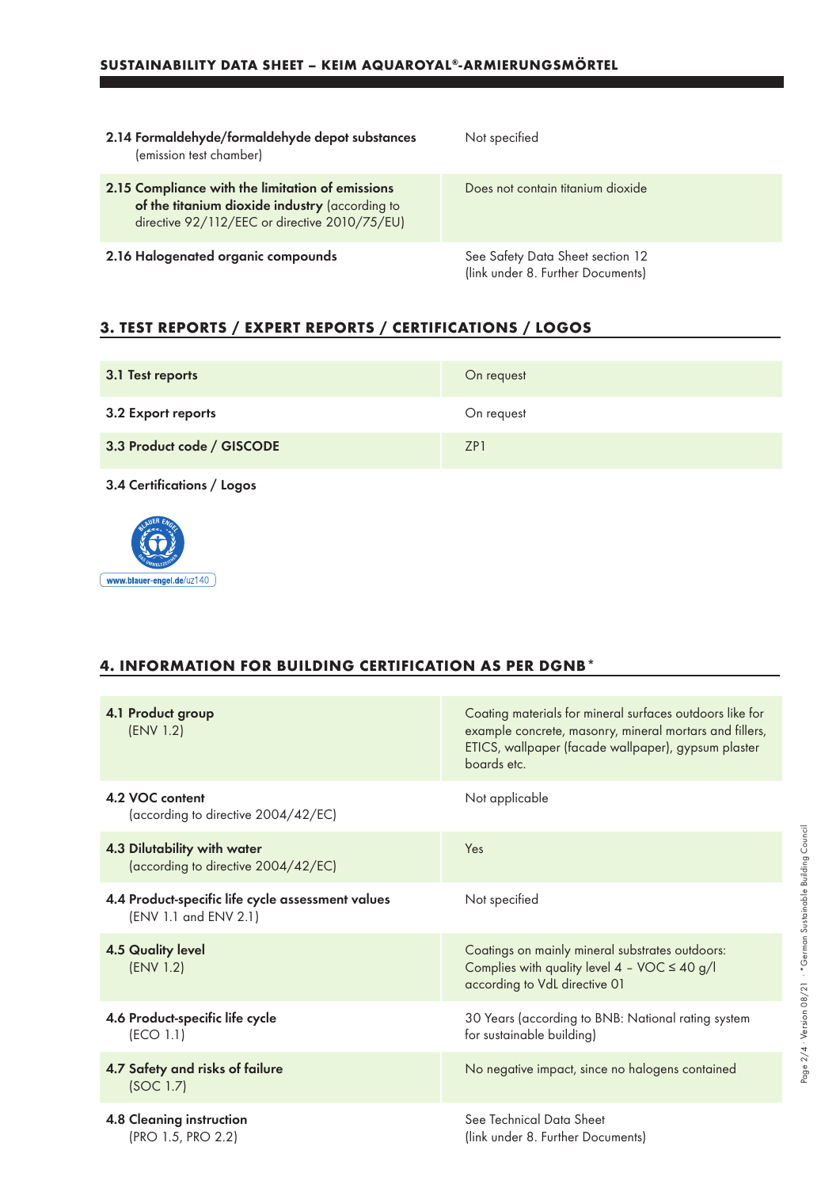| | |
|---|---|
| **2.14 Formaldehyde/formaldehyde depot substances** (emission test chamber) | Not specified |
| **2.15 Compliance with the limitation of emissions of the titanium dioxide industry** (according to directive 92/112/EEC or directive 2010/75/EU) | Does not contain titanium dioxide |
| **2.16 Halogenated organic compounds** | See Safety Data Sheet section 12 (link under 8. Further Documents) |

## 3. TEST REPORTS / EXPERT REPORTS / CERTIFICATIONS / LOGOS

| | |
|---|---|
| **3.1 Test reports** | On request |
| **3.2 Export reports** | On request |
| **3.3 Product code / GISCODE** | ZP1 |

**3.4 Certifications / Logos**

www.blauer-engel.de/uz140

## 4. INFORMATION FOR BUILDING CERTIFICATION AS PER DGNB*

| | |
|---|---|
| **4.1 Product group** (ENV 1.2) | Coating materials for mineral surfaces outdoors like for example concrete, masonry, mineral mortars and fillers, ETICS, wallpaper (facade wallpaper), gypsum plaster boards etc. |
| **4.2 VOC content** (according to directive 2004/42/EC) | Not applicable |
| **4.3 Dilutability with water** (according to directive 2004/42/EC) | Yes |
| **4.4 Product-specific life cycle assessment values** (ENV 1.1 and ENV 2.1) | Not specified |
| **4.5 Quality level** (ENV 1.2) | Coatings on mainly mineral substrates outdoors: Complies with quality level 4 – VOC ≤ 40 g/l according to VdL directive 01 |
| **4.6 Product-specific life cycle** (ECO 1.1) | 30 Years (according to BNB: National rating system for sustainable building) |
| **4.7 Safety and risks of failure** (SOC 1.7) | No negative impact, since no halogens contained |
| **4.8 Cleaning instruction** (PRO 1.5, PRO 2.2) | See Technical Data Sheet (link under 8. Further Documents) |

*German Sustainable Building Council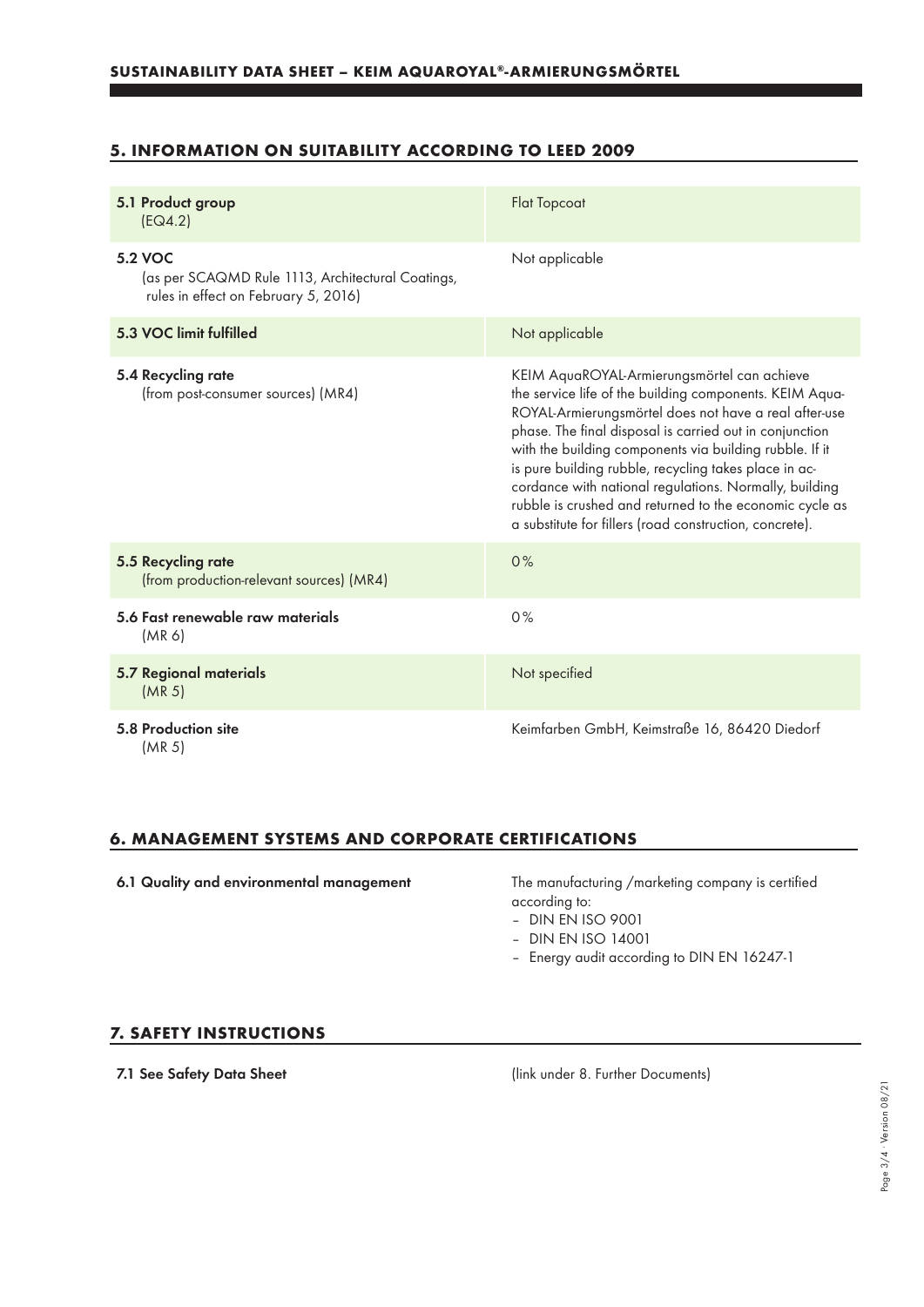## 5. INFORMATION ON SUITABILITY ACCORDING TO LEED 2009

| | |
|---|---|
| **5.1 Product group** (EQ4.2) | Flat Topcoat |
| **5.2 VOC** (as per SCAQMD Rule 1113, Architectural Coatings, rules in effect on February 5, 2016) | Not applicable |
| **5.3 VOC limit fulfilled** | Not applicable |
| **5.4 Recycling rate** (from post-consumer sources) (MR4) | KEIM AquaROYAL-Armierungsmörtel can achieve the service life of the building components. KEIM Aqua-ROYAL-Armierungsmörtel does not have a real after-use phase. The final disposal is carried out in conjunction with the building components via building rubble. If it is pure building rubble, recycling takes place in accordance with national regulations. Normally, building rubble is crushed and returned to the economic cycle as a substitute for fillers (road construction, concrete). |
| **5.5 Recycling rate** (from production-relevant sources) (MR4) | 0% |
| **5.6 Fast renewable raw materials** (MR 6) | 0% |
| **5.7 Regional materials** (MR 5) | Not specified |
| **5.8 Production site** (MR 5) | Keimfarben GmbH, Keimstraße 16, 86420 Diedorf |

## 6. MANAGEMENT SYSTEMS AND CORPORATE CERTIFICATIONS

| | |
|---|---|
| **6.1 Quality and environmental management** | The manufacturing /marketing company is certified according to:<br>– DIN EN ISO 9001<br>– DIN EN ISO 14001<br>– Energy audit according to DIN EN 16247-1 |

## 7. SAFETY INSTRUCTIONS

| | |
|---|---|
| **7.1 See Safety Data Sheet** | (link under 8. Further Documents) |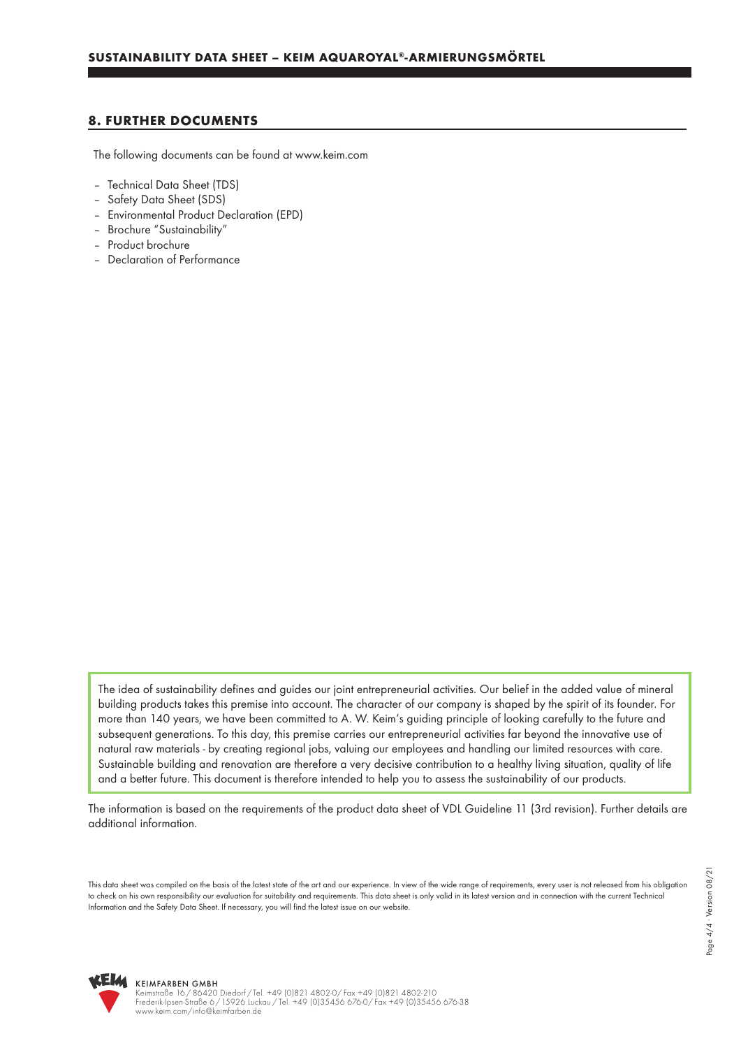## 8. FURTHER DOCUMENTS

The following documents can be found at www.keim.com

- Technical Data Sheet (TDS)
- Safety Data Sheet (SDS)
- Environmental Product Declaration (EPD)
- Brochure "Sustainability"
- Product brochure
- Declaration of Performance

The idea of sustainability defines and guides our joint entrepreneurial activities. Our belief in the added value of mineral building products takes this premise into account. The character of our company is shaped by the spirit of its founder. For more than 140 years, we have been committed to A. W. Keim's guiding principle of looking carefully to the future and subsequent generations. To this day, this premise carries our entrepreneurial activities far beyond the innovative use of natural raw materials - by creating regional jobs, valuing our employees and handling our limited resources with care. Sustainable building and renovation are therefore a very decisive contribution to a healthy living situation, quality of life and a better future. This document is therefore intended to help you to assess the sustainability of our products.

The information is based on the requirements of the product data sheet of VDL Guideline 11 (3rd revision). Further details are additional information.

This data sheet was compiled on the basis of the latest state of the art and our experience. In view of the wide range of requirements, every user is not released from his obligation to check on his own responsibility our evaluation for suitability and requirements. This data sheet is only valid in its latest version and in connection with the current Technical Information and the Safety Data Sheet. If necessary, you will find the latest issue on our website.

KEIMFARBEN GMBH
Keimstraße 16 / 86420 Diedorf / Tel. +49 (0)821 4802-0 / Fax +49 (0)821 4802-210
Frederik-Ipsen-Straße 6 / 15926 Luckau / Tel. +49 (0)35456 676-0 / Fax +49 (0)35456 676-38
www.keim.com / info@keimfarben.de